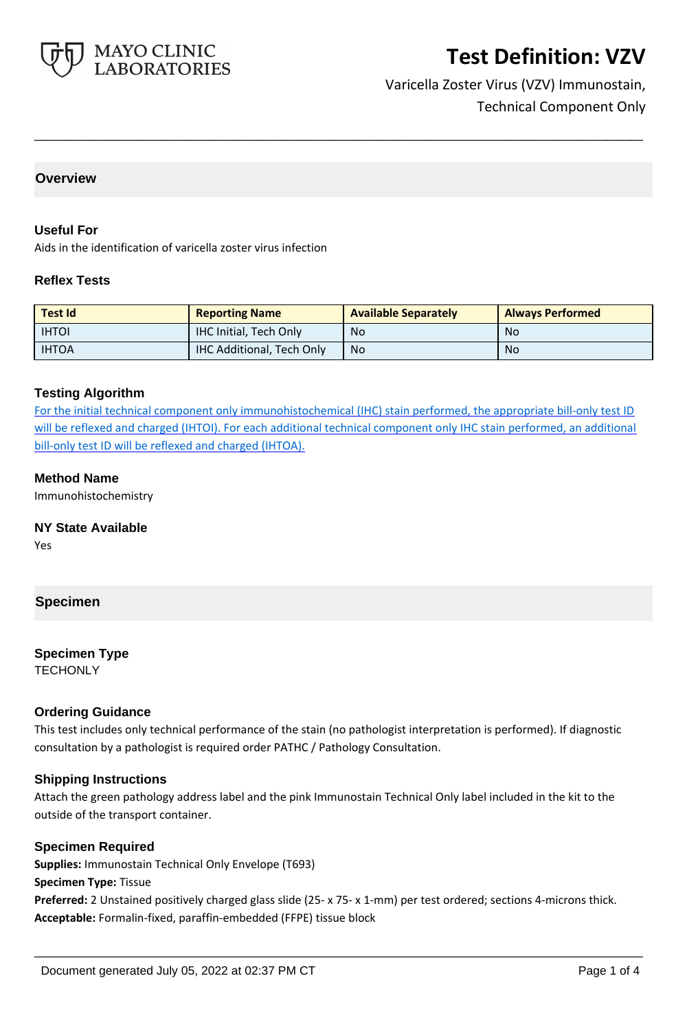MAYO CLINIC LABORATORIES

# Test Definition: VZV

Varicella Zoster Virus (VZV) Immunostain, Technical Component Only

## Overview

### Useful For

Aids in the identification of varicella zoster virus infection

### Reflex Tests

| Test Id | Reporting Name | Available Separately | Always Performed |
|---|---|---|---|
| IHTOI | IHC Initial, Tech Only | No | No |
| IHTOA | IHC Additional, Tech Only | No | No |

### Testing Algorithm

For the initial technical component only immunohistochemical (IHC) stain performed, the appropriate bill-only test ID will be reflexed and charged (IHTOI). For each additional technical component only IHC stain performed, an additional bill-only test ID will be reflexed and charged (IHTOA).

### Method Name

Immunohistochemistry

### NY State Available

Yes

## Specimen

### Specimen Type

TECHONLY

### Ordering Guidance

This test includes only technical performance of the stain (no pathologist interpretation is performed). If diagnostic consultation by a pathologist is required order PATHC / Pathology Consultation.

### Shipping Instructions

Attach the green pathology address label and the pink Immunostain Technical Only label included in the kit to the outside of the transport container.

### Specimen Required

**Supplies:** Immunostain Technical Only Envelope (T693)
**Specimen Type:** Tissue
**Preferred:** 2 Unstained positively charged glass slide (25- x 75- x 1-mm) per test ordered; sections 4-microns thick.
**Acceptable:** Formalin-fixed, paraffin-embedded (FFPE) tissue block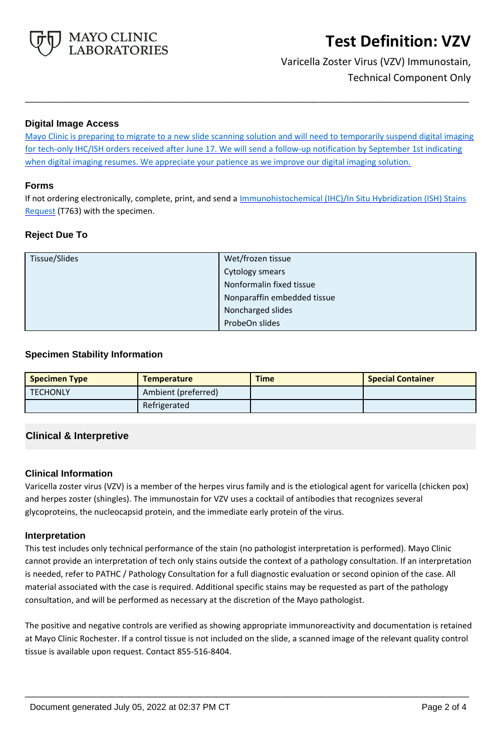## Digital Image Access

Mayo Clinic is preparing to migrate to a new slide scanning solution and will need to temporarily suspend digital imaging for tech-only IHC/ISH orders received after June 17. We will send a follow-up notification by September 1st indicating when digital imaging resumes. We appreciate your patience as we improve our digital imaging solution.

## Forms

If not ordering electronically, complete, print, and send a Immunohistochemical (IHC)/In Situ Hybridization (ISH) Stains Request (T763) with the specimen.

## Reject Due To

| | |
|---|---|
| Tissue/Slides | Wet/frozen tissue<br>Cytology smears<br>Nonformalin fixed tissue<br>Nonparaffin embedded tissue<br>Noncharged slides<br>ProbeOn slides |

## Specimen Stability Information

| Specimen Type | Temperature | Time | Special Container |
|---|---|---|---|
| TECHONLY | Ambient (preferred) | | |
| | Refrigerated | | |

## Clinical & Interpretive

### Clinical Information

Varicella zoster virus (VZV) is a member of the herpes virus family and is the etiological agent for varicella (chicken pox) and herpes zoster (shingles). The immunostain for VZV uses a cocktail of antibodies that recognizes several glycoproteins, the nucleocapsid protein, and the immediate early protein of the virus.

### Interpretation

This test includes only technical performance of the stain (no pathologist interpretation is performed). Mayo Clinic cannot provide an interpretation of tech only stains outside the context of a pathology consultation. If an interpretation is needed, refer to PATHC / Pathology Consultation for a full diagnostic evaluation or second opinion of the case. All material associated with the case is required. Additional specific stains may be requested as part of the pathology consultation, and will be performed as necessary at the discretion of the Mayo pathologist.

The positive and negative controls are verified as showing appropriate immunoreactivity and documentation is retained at Mayo Clinic Rochester. If a control tissue is not included on the slide, a scanned image of the relevant quality control tissue is available upon request. Contact 855-516-8404.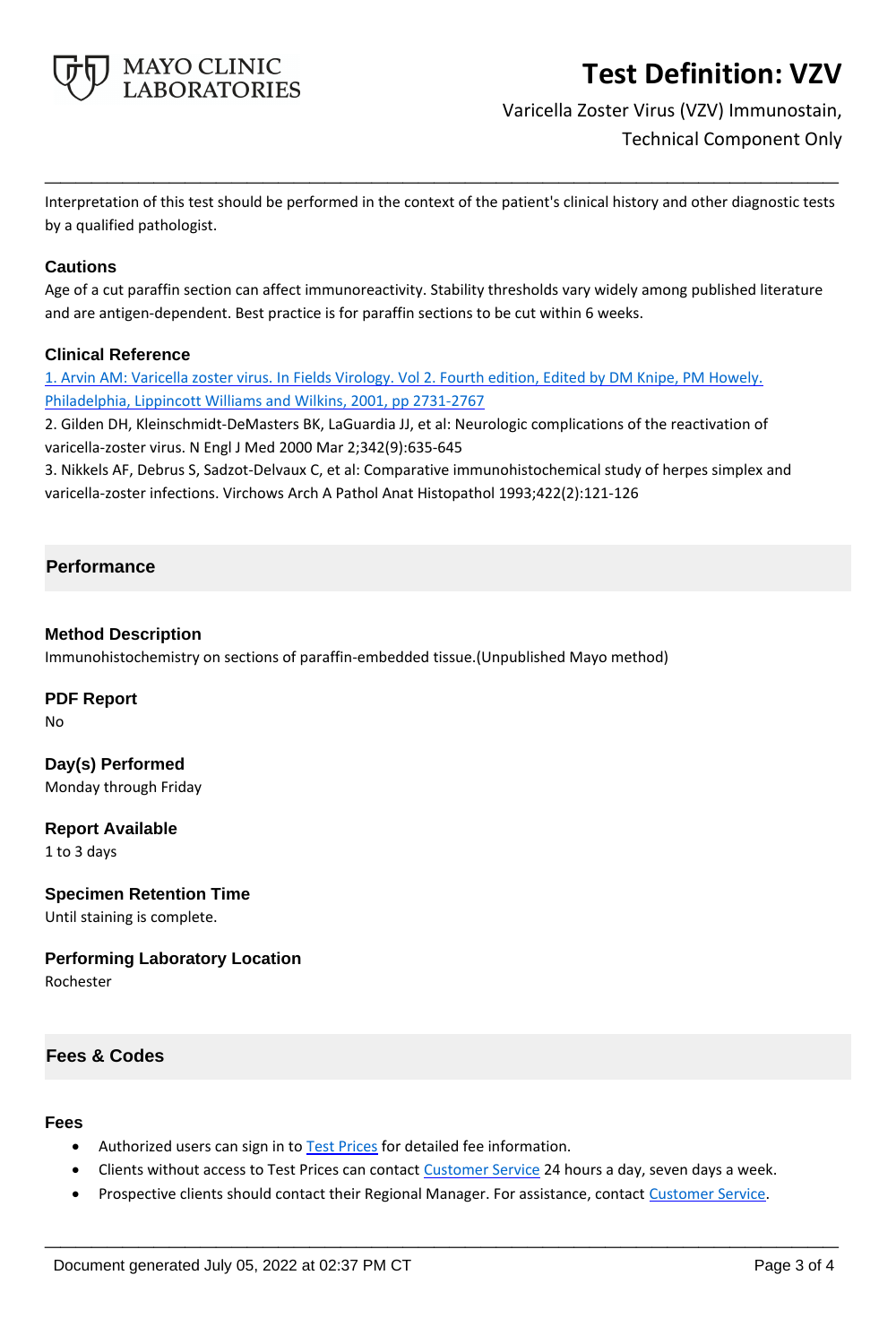Interpretation of this test should be performed in the context of the patient's clinical history and other diagnostic tests by a qualified pathologist.

### Cautions

Age of a cut paraffin section can affect immunoreactivity. Stability thresholds vary widely among published literature and are antigen-dependent. Best practice is for paraffin sections to be cut within 6 weeks.

### Clinical Reference

1. Arvin AM: Varicella zoster virus. In Fields Virology. Vol 2. Fourth edition, Edited by DM Knipe, PM Howely. Philadelphia, Lippincott Williams and Wilkins, 2001, pp 2731-2767
2. Gilden DH, Kleinschmidt-DeMasters BK, LaGuardia JJ, et al: Neurologic complications of the reactivation of varicella-zoster virus. N Engl J Med 2000 Mar 2;342(9):635-645
3. Nikkels AF, Debrus S, Sadzot-Delvaux C, et al: Comparative immunohistochemical study of herpes simplex and varicella-zoster infections. Virchows Arch A Pathol Anat Histopathol 1993;422(2):121-126

## Performance

### Method Description

Immunohistochemistry on sections of paraffin-embedded tissue.(Unpublished Mayo method)

### PDF Report

No

### Day(s) Performed

Monday through Friday

### Report Available

1 to 3 days

### Specimen Retention Time

Until staining is complete.

### Performing Laboratory Location

Rochester

## Fees & Codes

### Fees

- Authorized users can sign in to Test Prices for detailed fee information.
- Clients without access to Test Prices can contact Customer Service 24 hours a day, seven days a week.
- Prospective clients should contact their Regional Manager. For assistance, contact Customer Service.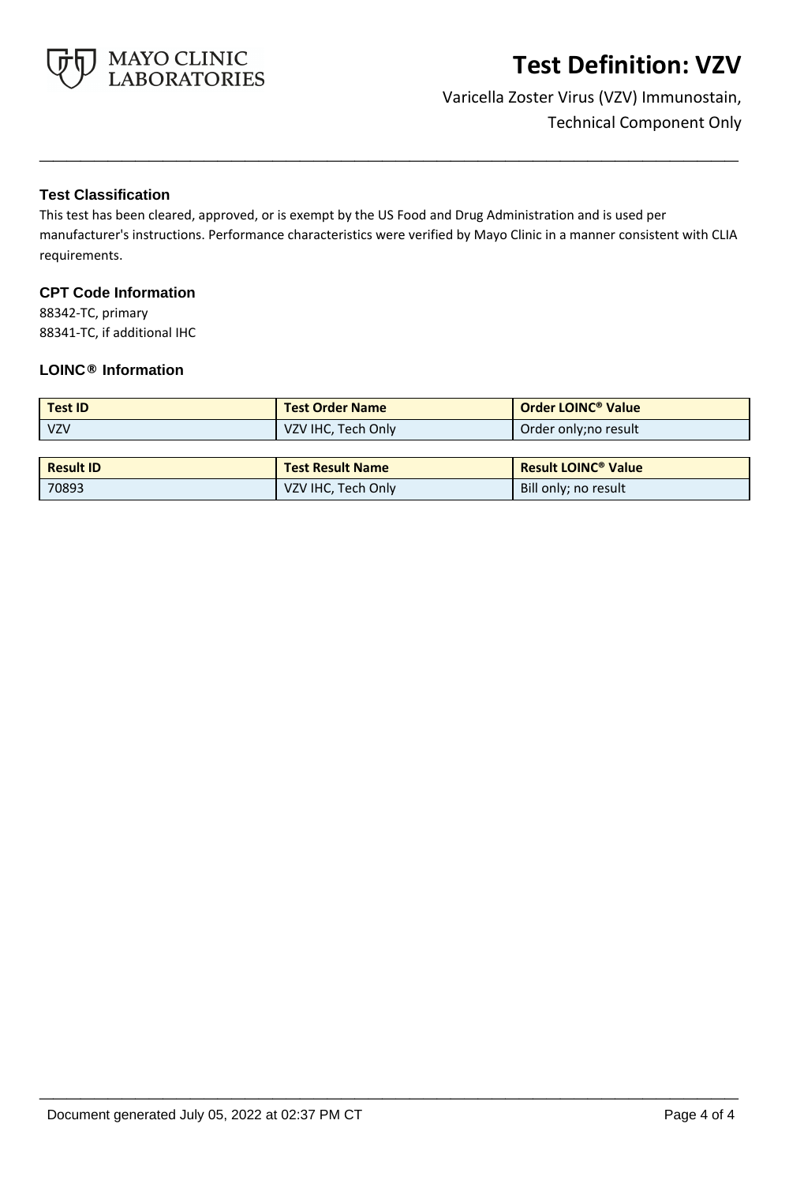### Test Classification

This test has been cleared, approved, or is exempt by the US Food and Drug Administration and is used per manufacturer's instructions. Performance characteristics were verified by Mayo Clinic in a manner consistent with CLIA requirements.

### CPT Code Information

88342-TC, primary
88341-TC, if additional IHC

### LOINC® Information

| Test ID | Test Order Name | Order LOINC® Value |
|---|---|---|
| VZV | VZV IHC, Tech Only | Order only;no result |

| Result ID | Test Result Name | Result LOINC® Value |
|---|---|---|
| 70893 | VZV IHC, Tech Only | Bill only; no result |